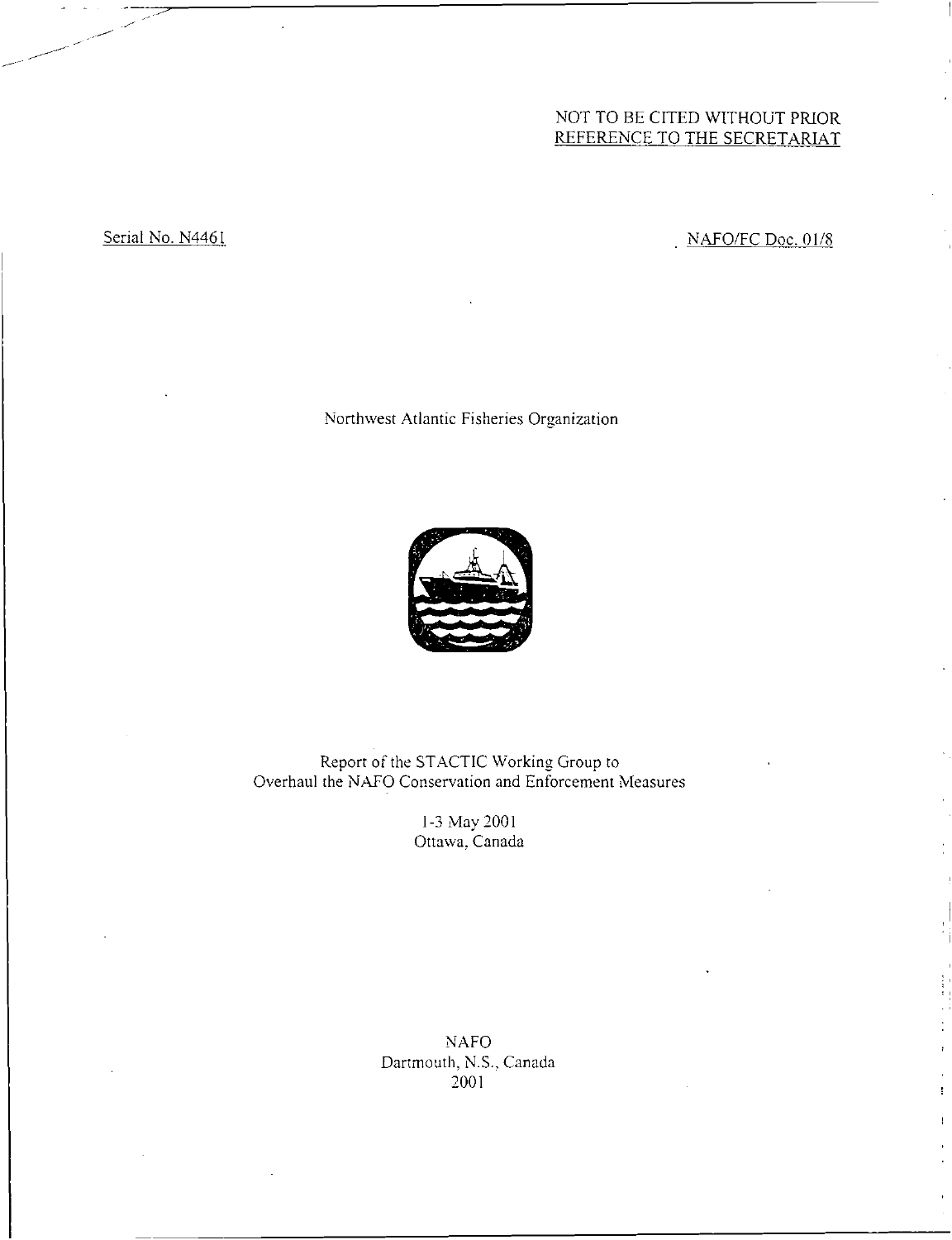NOT TO BE CITED WITHOUT PRIOR
REFERENCE TO THE SECRETARIAT

Serial No. N4461 NAFO/FC Doc. 01/8

Northwest Atlantic Fisheries Organization

# Report of the STACTIC Working Group to Overhaul the NAFO Conservation and Enforcement Measures

1-3 May 2001
Ottawa, Canada

NAFO
Dartmouth, N.S., Canada
2001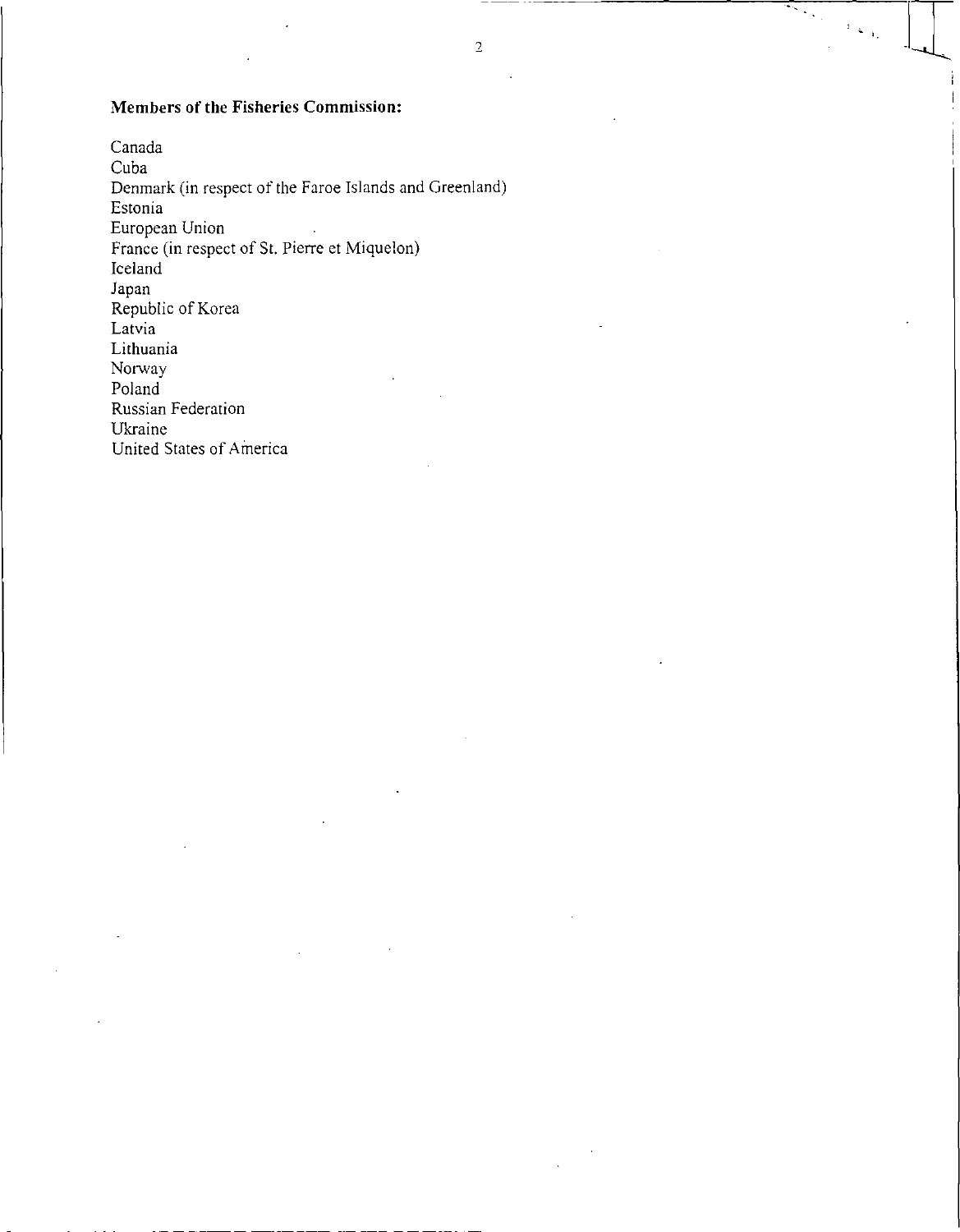**Members of the Fisheries Commission:**

Canada
Cuba
Denmark (in respect of the Faroe Islands and Greenland)
Estonia
European Union
France (in respect of St. Pierre et Miquelon)
Iceland
Japan
Republic of Korea
Latvia
Lithuania
Norway
Poland
Russian Federation
Ukraine
United States of America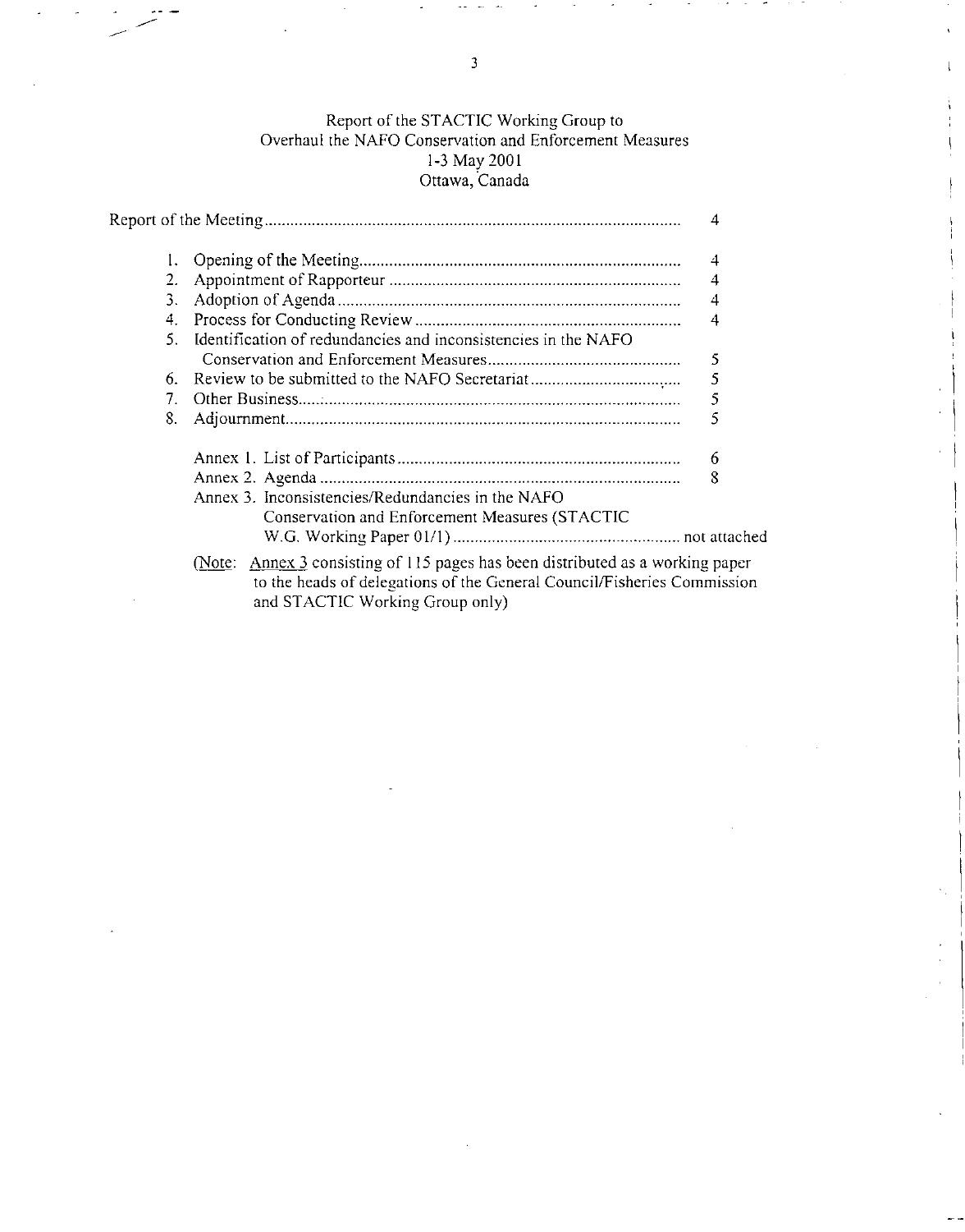# Report of the STACTIC Working Group to Overhaul the NAFO Conservation and Enforcement Measures
## 1-3 May 2001
## Ottawa, Canada

| | | |
|---|---|---|
| Report of the Meeting | | 4 |
| 1. | Opening of the Meeting | 4 |
| 2. | Appointment of Rapporteur | 4 |
| 3. | Adoption of Agenda | 4 |
| 4. | Process for Conducting Review | 4 |
| 5. | Identification of redundancies and inconsistencies in the NAFO Conservation and Enforcement Measures | 5 |
| 6. | Review to be submitted to the NAFO Secretariat | 5 |
| 7. | Other Business | 5 |
| 8. | Adjournment | 5 |
| | Annex 1. List of Participants | 6 |
| | Annex 2. Agenda | 8 |
| | Annex 3. Inconsistencies/Redundancies in the NAFO Conservation and Enforcement Measures (STACTIC W.G. Working Paper 01/1) | not attached |

(Note: Annex 3 consisting of 115 pages has been distributed as a working paper to the heads of delegations of the General Council/Fisheries Commission and STACTIC Working Group only)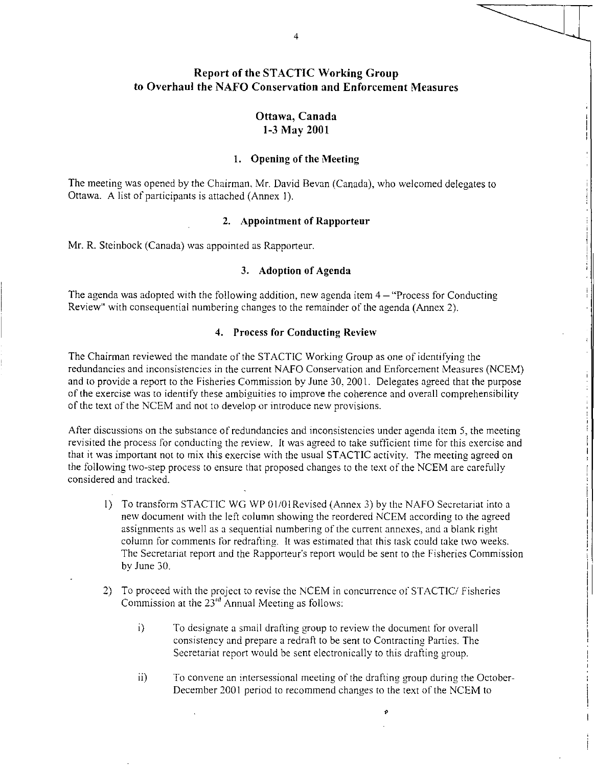# Report of the STACTIC Working Group to Overhaul the NAFO Conservation and Enforcement Measures

## Ottawa, Canada
## 1-3 May 2001

### 1. Opening of the Meeting

The meeting was opened by the Chairman, Mr. David Bevan (Canada), who welcomed delegates to Ottawa. A list of participants is attached (Annex 1).

### 2. Appointment of Rapporteur

Mr. R. Steinbock (Canada) was appointed as Rapporteur.

### 3. Adoption of Agenda

The agenda was adopted with the following addition, new agenda item 4 – "Process for Conducting Review" with consequential numbering changes to the remainder of the agenda (Annex 2).

### 4. Process for Conducting Review

The Chairman reviewed the mandate of the STACTIC Working Group as one of identifying the redundancies and inconsistencies in the current NAFO Conservation and Enforcement Measures (NCEM) and to provide a report to the Fisheries Commission by June 30, 2001. Delegates agreed that the purpose of the exercise was to identify these ambiguities to improve the coherence and overall comprehensibility of the text of the NCEM and not to develop or introduce new provisions.

After discussions on the substance of redundancies and inconsistencies under agenda item 5, the meeting revisited the process for conducting the review. It was agreed to take sufficient time for this exercise and that it was important not to mix this exercise with the usual STACTIC activity. The meeting agreed on the following two-step process to ensure that proposed changes to the text of the NCEM are carefully considered and tracked.

1) To transform STACTIC WG WP 01/01Revised (Annex 3) by the NAFO Secretariat into a new document with the left column showing the reordered NCEM according to the agreed assignments as well as a sequential numbering of the current annexes, and a blank right column for comments for redrafting. It was estimated that this task could take two weeks. The Secretariat report and the Rapporteur's report would be sent to the Fisheries Commission by June 30.

2) To proceed with the project to revise the NCEM in concurrence of STACTIC/ Fisheries Commission at the 23rd Annual Meeting as follows:

   i) To designate a small drafting group to review the document for overall consistency and prepare a redraft to be sent to Contracting Parties. The Secretariat report would be sent electronically to this drafting group.

   ii) To convene an intersessional meeting of the drafting group during the October-December 2001 period to recommend changes to the text of the NCEM to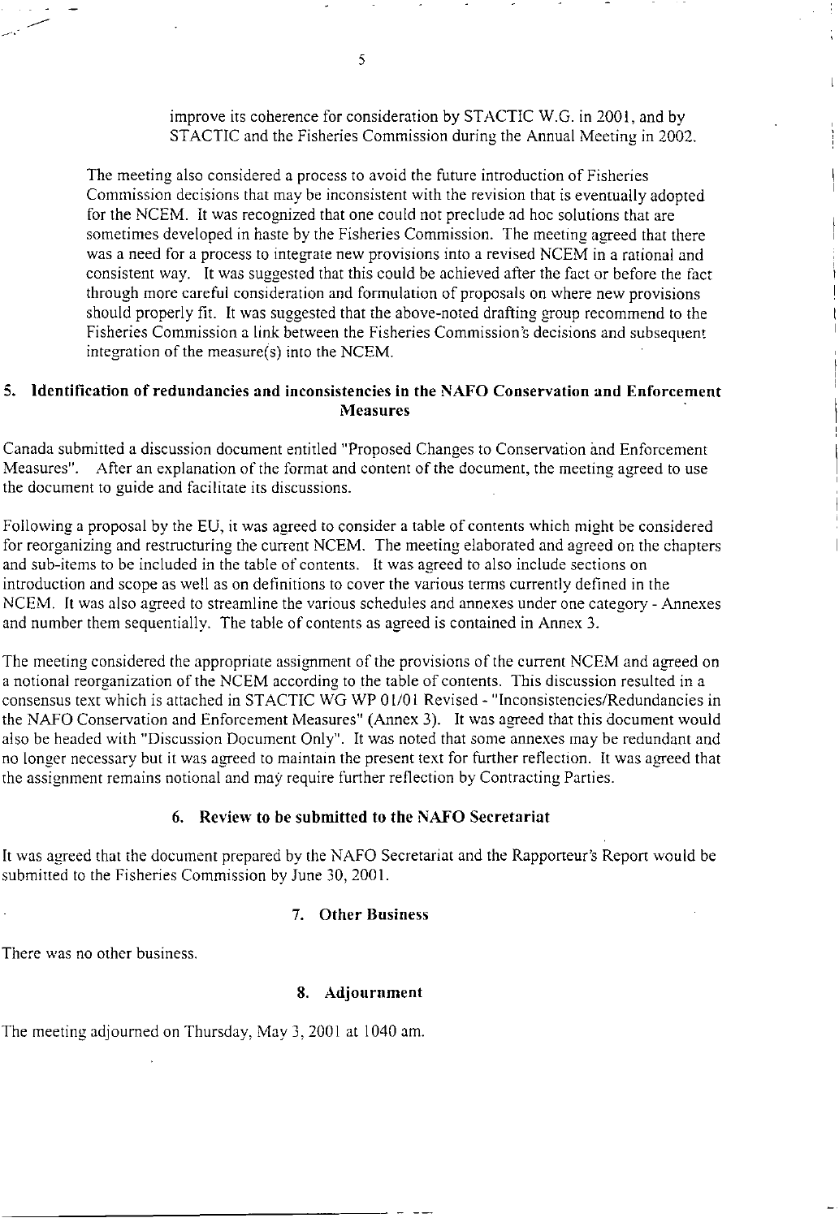improve its coherence for consideration by STACTIC W.G. in 2001, and by STACTIC and the Fisheries Commission during the Annual Meeting in 2002.

The meeting also considered a process to avoid the future introduction of Fisheries Commission decisions that may be inconsistent with the revision that is eventually adopted for the NCEM. It was recognized that one could not preclude ad hoc solutions that are sometimes developed in haste by the Fisheries Commission. The meeting agreed that there was a need for a process to integrate new provisions into a revised NCEM in a rational and consistent way. It was suggested that this could be achieved after the fact or before the fact through more careful consideration and formulation of proposals on where new provisions should properly fit. It was suggested that the above-noted drafting group recommend to the Fisheries Commission a link between the Fisheries Commission's decisions and subsequent integration of the measure(s) into the NCEM.

## 5. Identification of redundancies and inconsistencies in the NAFO Conservation and Enforcement Measures

Canada submitted a discussion document entitled "Proposed Changes to Conservation and Enforcement Measures". After an explanation of the format and content of the document, the meeting agreed to use the document to guide and facilitate its discussions.

Following a proposal by the EU, it was agreed to consider a table of contents which might be considered for reorganizing and restructuring the current NCEM. The meeting elaborated and agreed on the chapters and sub-items to be included in the table of contents. It was agreed to also include sections on introduction and scope as well as on definitions to cover the various terms currently defined in the NCEM. It was also agreed to streamline the various schedules and annexes under one category - Annexes and number them sequentially. The table of contents as agreed is contained in Annex 3.

The meeting considered the appropriate assignment of the provisions of the current NCEM and agreed on a notional reorganization of the NCEM according to the table of contents. This discussion resulted in a consensus text which is attached in STACTIC WG WP 01/01 Revised - "Inconsistencies/Redundancies in the NAFO Conservation and Enforcement Measures" (Annex 3). It was agreed that this document would also be headed with "Discussion Document Only". It was noted that some annexes may be redundant and no longer necessary but it was agreed to maintain the present text for further reflection. It was agreed that the assignment remains notional and may require further reflection by Contracting Parties.

## 6. Review to be submitted to the NAFO Secretariat

It was agreed that the document prepared by the NAFO Secretariat and the Rapporteur's Report would be submitted to the Fisheries Commission by June 30, 2001.

## 7. Other Business

There was no other business.

## 8. Adjournment

The meeting adjourned on Thursday, May 3, 2001 at 1040 am.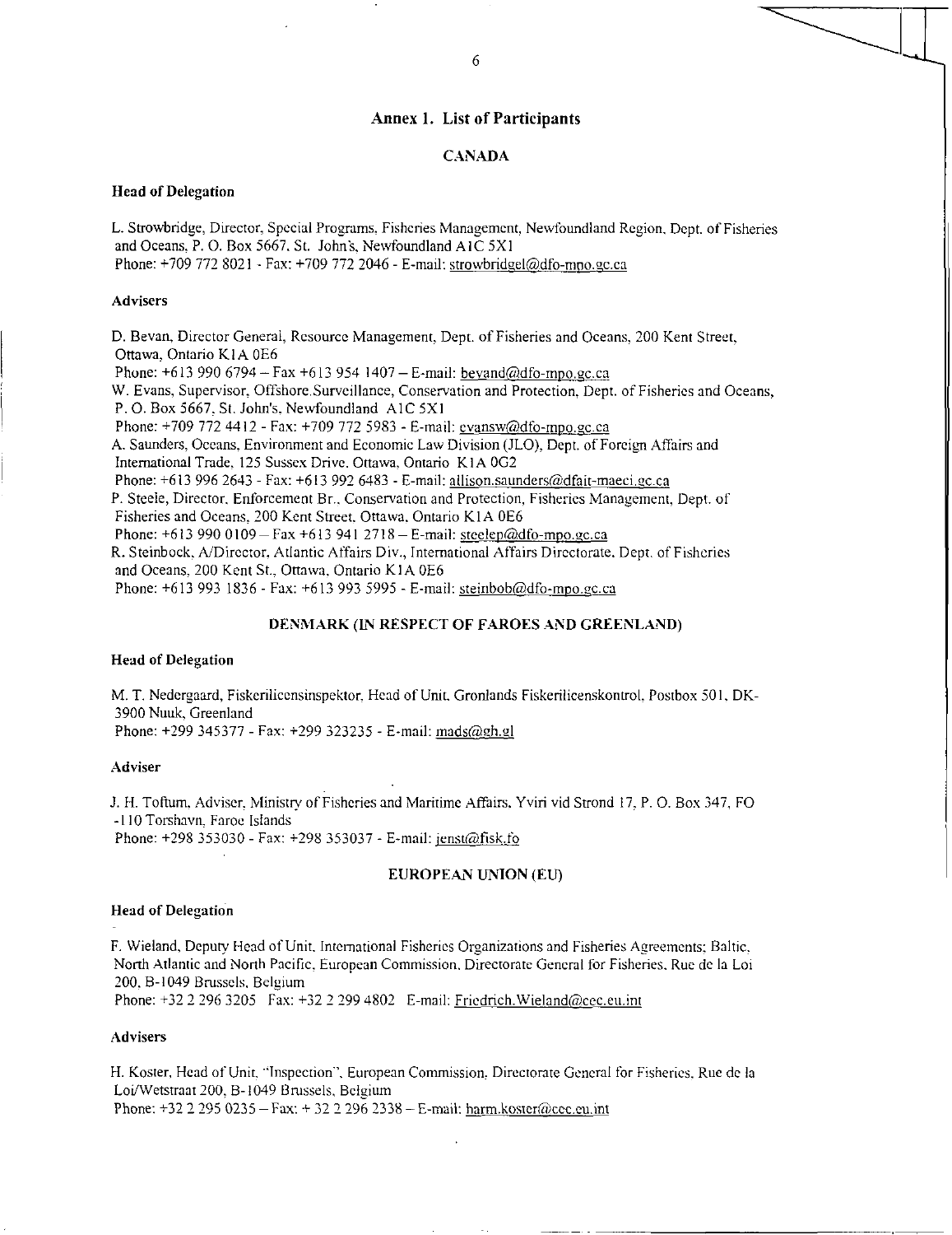## Annex 1. List of Participants

### CANADA

**Head of Delegation**

L. Strowbridge, Director, Special Programs, Fisheries Management, Newfoundland Region, Dept. of Fisheries and Oceans, P. O. Box 5667, St. John's, Newfoundland A1C 5X1
Phone: +709 772 8021 - Fax: +709 772 2046 - E-mail: strowbridgel@dfo-mpo.gc.ca

**Advisers**

D. Bevan, Director General, Resource Management, Dept. of Fisheries and Oceans, 200 Kent Street, Ottawa, Ontario K1A 0E6
Phone: +613 990 6794 – Fax +613 954 1407 – E-mail: bevand@dfo-mpo.gc.ca
W. Evans, Supervisor, Offshore Surveillance, Conservation and Protection, Dept. of Fisheries and Oceans, P. O. Box 5667, St. John's, Newfoundland A1C 5X1
Phone: +709 772 4412 - Fax: +709 772 5983 - E-mail: evansw@dfo-mpo.gc.ca
A. Saunders, Oceans, Environment and Economic Law Division (JLO), Dept. of Foreign Affairs and International Trade, 125 Sussex Drive, Ottawa, Ontario K1A 0G2
Phone: +613 996 2643 - Fax: +613 992 6483 - E-mail: allison.saunders@dfait-maeci.gc.ca
P. Steele, Director, Enforcement Br., Conservation and Protection, Fisheries Management, Dept. of Fisheries and Oceans, 200 Kent Street, Ottawa, Ontario K1A 0E6
Phone: +613 990 0109 – Fax +613 941 2718 – E-mail: steelep@dfo-mpo.gc.ca
R. Steinbock, A/Director, Atlantic Affairs Div., International Affairs Directorate, Dept. of Fisheries and Oceans, 200 Kent St., Ottawa, Ontario K1A 0E6
Phone: +613 993 1836 - Fax: +613 993 5995 - E-mail: steinbob@dfo-mpo.gc.ca

### DENMARK (IN RESPECT OF FAROES AND GREENLAND)

**Head of Delegation**

M. T. Nedergaard, Fiskerilicensinspektør, Head of Unit, Grønlands Fiskerilicenskontrol, Postbox 501, DK-3900 Nuuk, Greenland
Phone: +299 345377 - Fax: +299 323235 - E-mail: mads@gh.gl

**Adviser**

J. H. Toftum, Adviser, Ministry of Fisheries and Maritime Affairs, Yviri vid Strond 17, P. O. Box 347, FO -110 Torshavn, Faroe Islands
Phone: +298 353030 - Fax: +298 353037 - E-mail: jenst@fisk.fo

### EUROPEAN UNION (EU)

**Head of Delegation**

F. Wieland, Deputy Head of Unit, International Fisheries Organizations and Fisheries Agreements; Baltic, North Atlantic and North Pacific, European Commission, Directorate General for Fisheries, Rue de la Loi 200, B-1049 Brussels, Belgium
Phone: +32 2 296 3205 Fax: +32 2 299 4802 E-mail: Friedrich.Wieland@cec.eu.int

**Advisers**

H. Koster, Head of Unit, "Inspection", European Commission, Directorate General for Fisheries, Rue de la Loi/Wetstraat 200, B-1049 Brussels, Belgium
Phone: +32 2 295 0235 – Fax: + 32 2 296 2338 – E-mail: harm.koster@cec.eu.int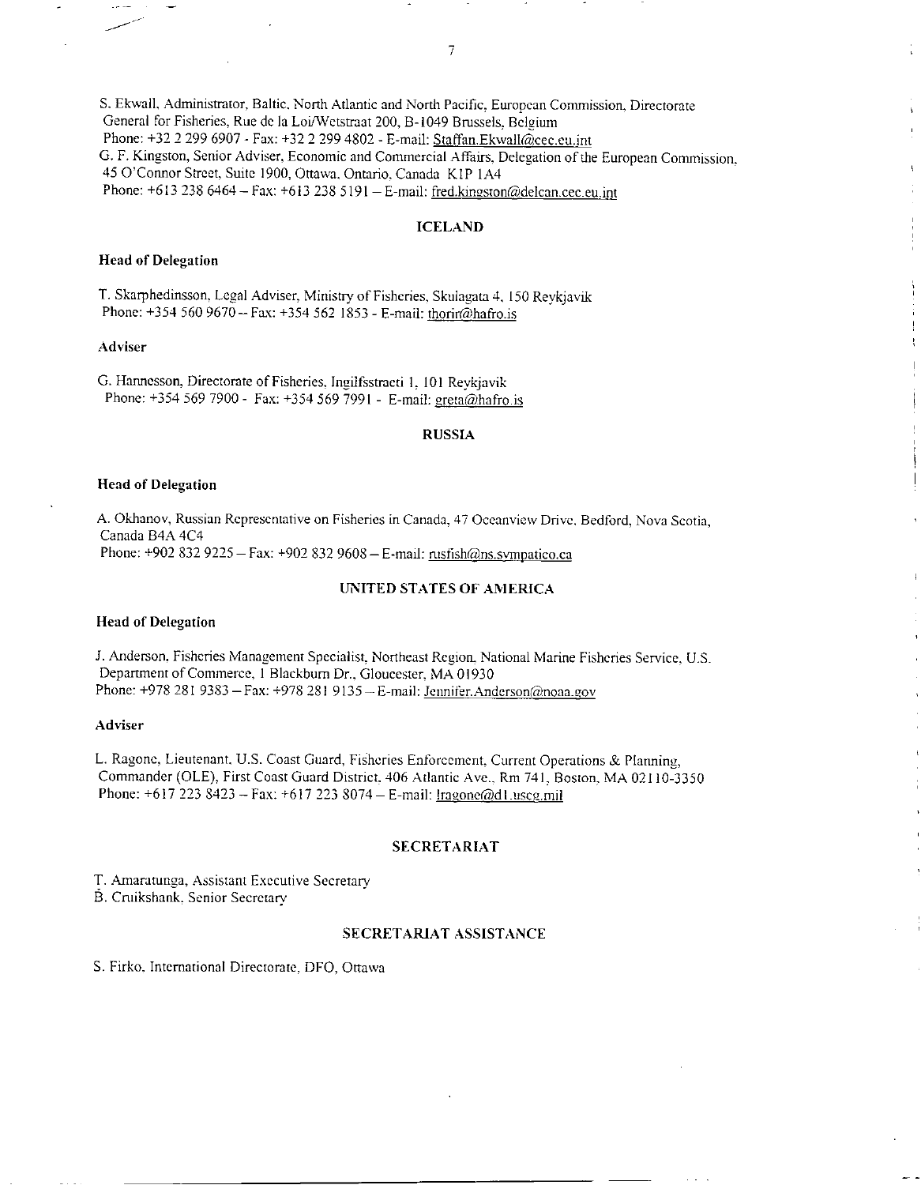S. Ekwall, Administrator, Baltic, North Atlantic and North Pacific, European Commission, Directorate General for Fisheries, Rue de la Loi/Wetstraat 200, B-1049 Brussels, Belgium
Phone: +32 2 299 6907 - Fax: +32 2 299 4802 - E-mail: Staffan.Ekwall@cec.eu.int
G. F. Kingston, Senior Adviser, Economic and Commercial Affairs, Delegation of the European Commission, 45 O'Connor Street, Suite 1900, Ottawa, Ontario, Canada K1P 1A4
Phone: +613 238 6464 – Fax: +613 238 5191 – E-mail: fred.kingston@delcan.cec.eu.int

## ICELAND

### Head of Delegation

T. Skarphedinsson, Legal Adviser, Ministry of Fisheries, Skulagata 4, 150 Reykjavik
Phone: +354 560 9670 -- Fax: +354 562 1853 - E-mail: thorir@hafro.is

### Adviser

G. Hannesson, Directorate of Fisheries, Ingilfsstraeti 1, 101 Reykjavik
Phone: +354 569 7900 - Fax: +354 569 7991 - E-mail: greta@hafro.is

## RUSSIA

### Head of Delegation

A. Okhanov, Russian Representative on Fisheries in Canada, 47 Oceanview Drive, Bedford, Nova Scotia, Canada B4A 4C4
Phone: +902 832 9225 – Fax: +902 832 9608 – E-mail: rusfish@ns.sympatico.ca

## UNITED STATES OF AMERICA

### Head of Delegation

J. Anderson, Fisheries Management Specialist, Northeast Region, National Marine Fisheries Service, U.S. Department of Commerce, 1 Blackburn Dr., Gloucester, MA 01930
Phone: +978 281 9383 – Fax: +978 281 9135 – E-mail: Jennifer.Anderson@noaa.gov

### Adviser

L. Ragone, Lieutenant, U.S. Coast Guard, Fisheries Enforcement, Current Operations & Planning, Commander (OLE), First Coast Guard District, 406 Atlantic Ave., Rm 741, Boston, MA 02110-3350
Phone: +617 223 8423 – Fax: +617 223 8074 – E-mail: lragone@d1.uscg.mil

## SECRETARIAT

T. Amaratunga, Assistant Executive Secretary
B. Cruikshank, Senior Secretary

## SECRETARIAT ASSISTANCE

S. Firko, International Directorate, DFO, Ottawa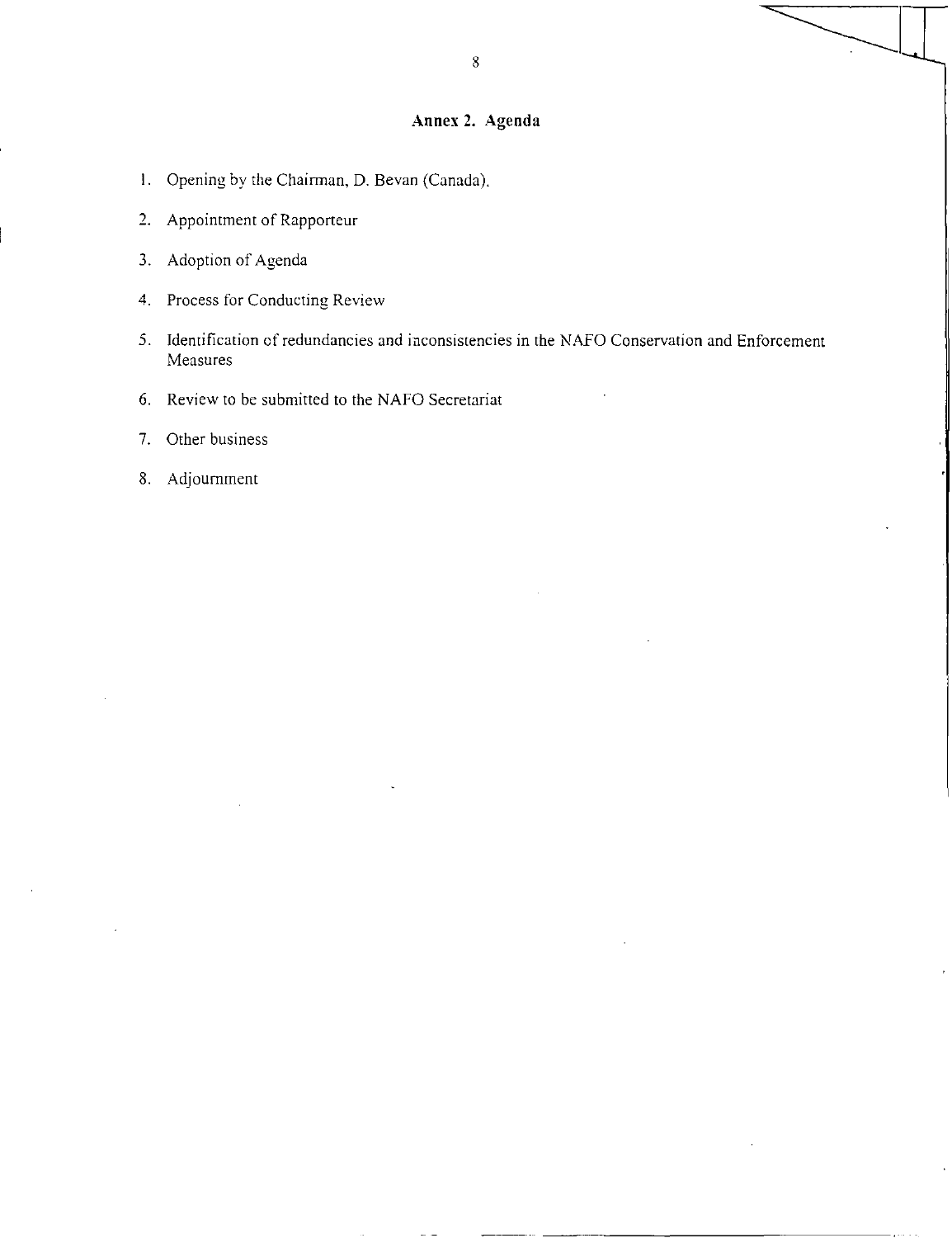## Annex 2. Agenda

1. Opening by the Chairman, D. Bevan (Canada).
2. Appointment of Rapporteur
3. Adoption of Agenda
4. Process for Conducting Review
5. Identification of redundancies and inconsistencies in the NAFO Conservation and Enforcement Measures
6. Review to be submitted to the NAFO Secretariat
7. Other business
8. Adjournment